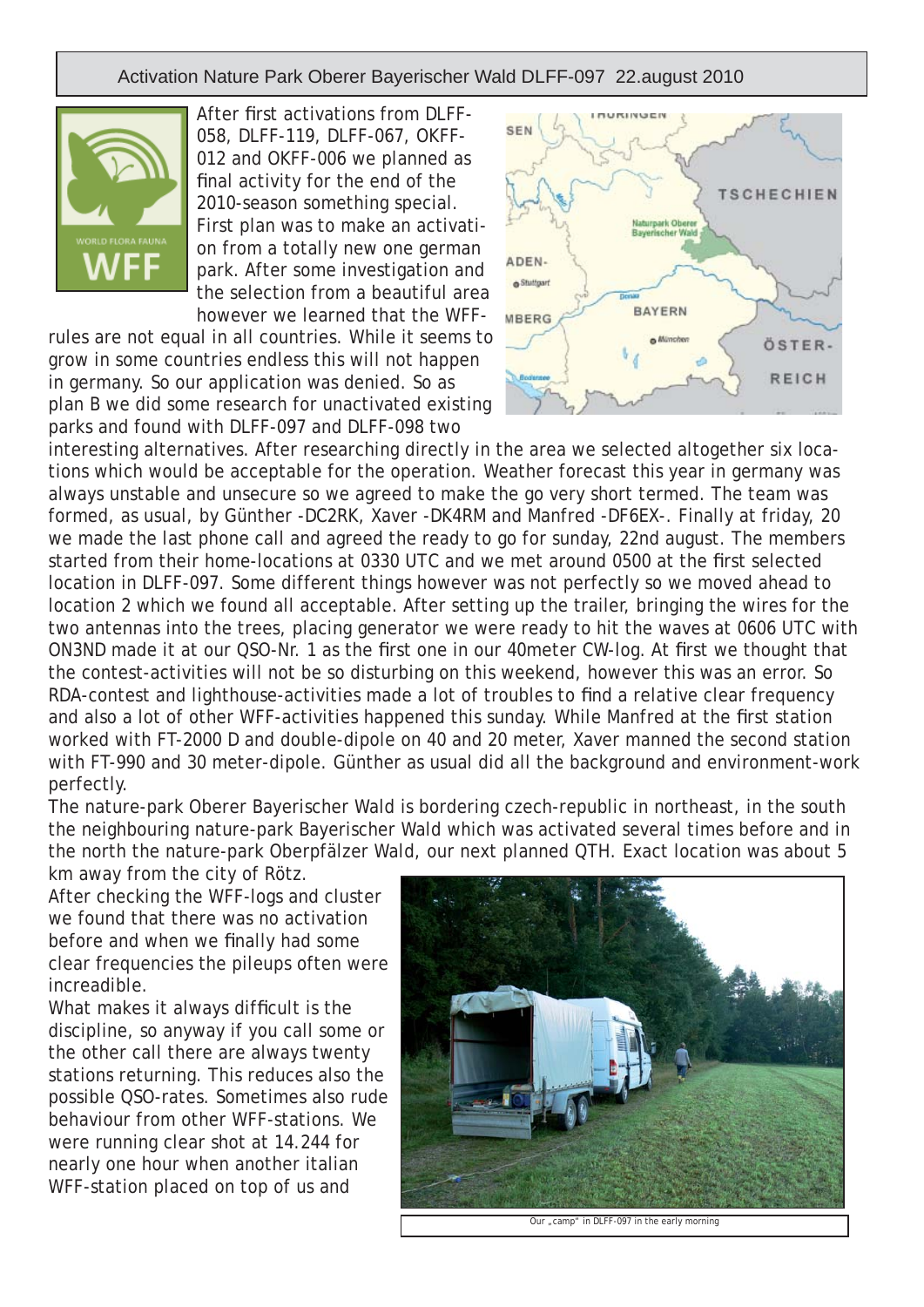# Activation Nature Park Oberer Bayerischer Wald DLFF-097 22.august 2010

After first activations from DLFF-058, DLFF-119, DLFF-067, OKFF-012 and OKFF-006 we planned as final activity for the end of the 2010-season something special. First plan was to make an activation from a totally new one german park. After some investigation and the selection from a beautiful area however we learned that the WFF-rules are not equal in all countries. While it seems to grow in some countries endless this will not happen in germany. So our application was denied. So as plan B we did some research for unactivated existing parks and found with DLFF-097 and DLFF-098 two interesting alternatives. After researching directly in the area we selected altogether six locations which would be acceptable for the operation. Weather forecast this year in germany was always unstable and unsecure so we agreed to make the go very short termed. The team was formed, as usual, by Günther -DC2RK, Xaver -DK4RM and Manfred -DF6EX-. Finally at friday, 20 we made the last phone call and agreed the ready to go for sunday, 22nd august. The members started from their home-locations at 0330 UTC and we met around 0500 at the first selected location in DLFF-097. Some different things however was not perfectly so we moved ahead to location 2 which we found all acceptable. After setting up the trailer, bringing the wires for the two antennas into the trees, placing generator we were ready to hit the waves at 0606 UTC with ON3ND made it at our QSO-Nr. 1 as the first one in our 40meter CW-log. At first we thought that the contest-activities will not be so disturbing on this weekend, however this was an error. So RDA-contest and lighthouse-activities made a lot of troubles to find a relative clear frequency and also a lot of other WFF-activities happened this sunday. While Manfred at the first station worked with FT-2000 D and double-dipole on 40 and 20 meter, Xaver manned the second station with FT-990 and 30 meter-dipole. Günther as usual did all the background and environment-work perfectly.

The nature-park Oberer Bayerischer Wald is bordering czech-republic in northeast, in the south the neighbouring nature-park Bayerischer Wald which was activated several times before and in the north the nature-park Oberpfälzer Wald, our next planned QTH. Exact location was about 5 km away from the city of Rötz.

After checking the WFF-logs and cluster we found that there was no activation before and when we finally had some clear frequencies the pileups often were increadible.

What makes it always difficult is the discipline, so anyway if you call some or the other call there are always twenty stations returning. This reduces also the possible QSO-rates. Sometimes also rude behaviour from other WFF-stations. We were running clear shot at 14.244 for nearly one hour when another italian WFF-station placed on top of us and

Our „camp" in DLFF-097 in the early morning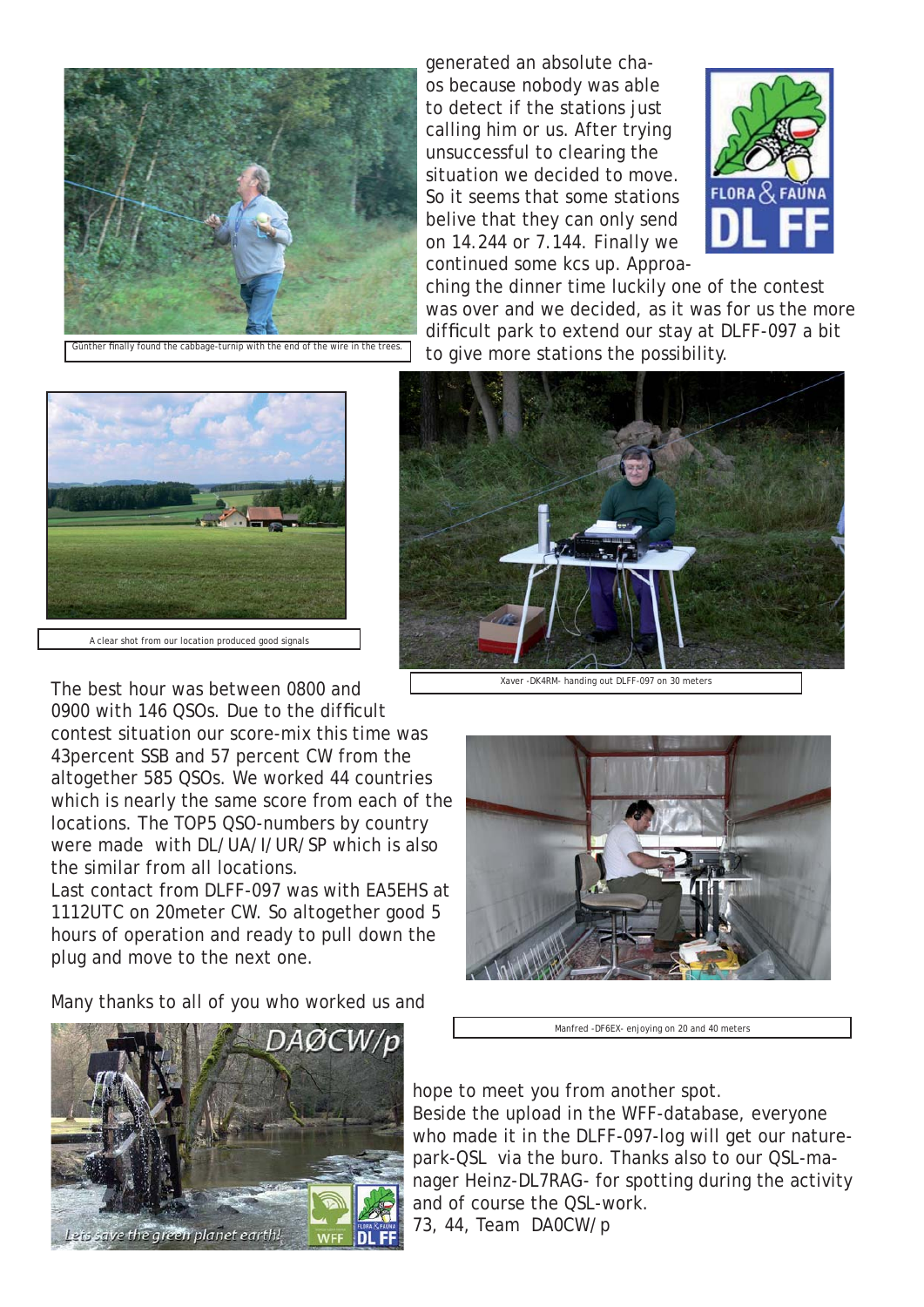generated an absolute chaos because nobody was able to detect if the stations just calling him or us. After trying unsuccessful to clearing the situation we decided to move. So it seems that some stations belive that they can only send on 14.244 or 7.144. Finally we continued some kcs up. Approaching the dinner time luckily one of the contest was over and we decided, as it was for us the more difficult park to extend our stay at DLFF-097 a bit to give more stations the possibility.

Günther finally found the cabbage-turnip with the end of the wire in the trees.

A clear shot from our location produced good signals

Xaver -DK4RM- handing out DLFF-097 on 30 meters

The best hour was between 0800 and 0900 with 146 QSOs. Due to the difficult contest situation our score-mix this time was 43percent SSB and 57 percent CW from the altogether 585 QSOs. We worked 44 countries which is nearly the same score from each of the locations. The TOP5 QSO-numbers by country were made with DL/UA/I/UR/SP which is also the similar from all locations.

Last contact from DLFF-097 was with EA5EHS at 1112UTC on 20meter CW. So altogether good 5 hours of operation and ready to pull down the plug and move to the next one.

Many thanks to all of you who worked us and hope to meet you from another spot.

Manfred -DF6EX- enjoying on 20 and 40 meters

Beside the upload in the WFF-database, everyone who made it in the DLFF-097-log will get our nature-park-QSL via the buro. Thanks also to our QSL-manager Heinz-DL7RAG- for spotting during the activity and of course the QSL-work.

73, 44, Team DA0CW/p